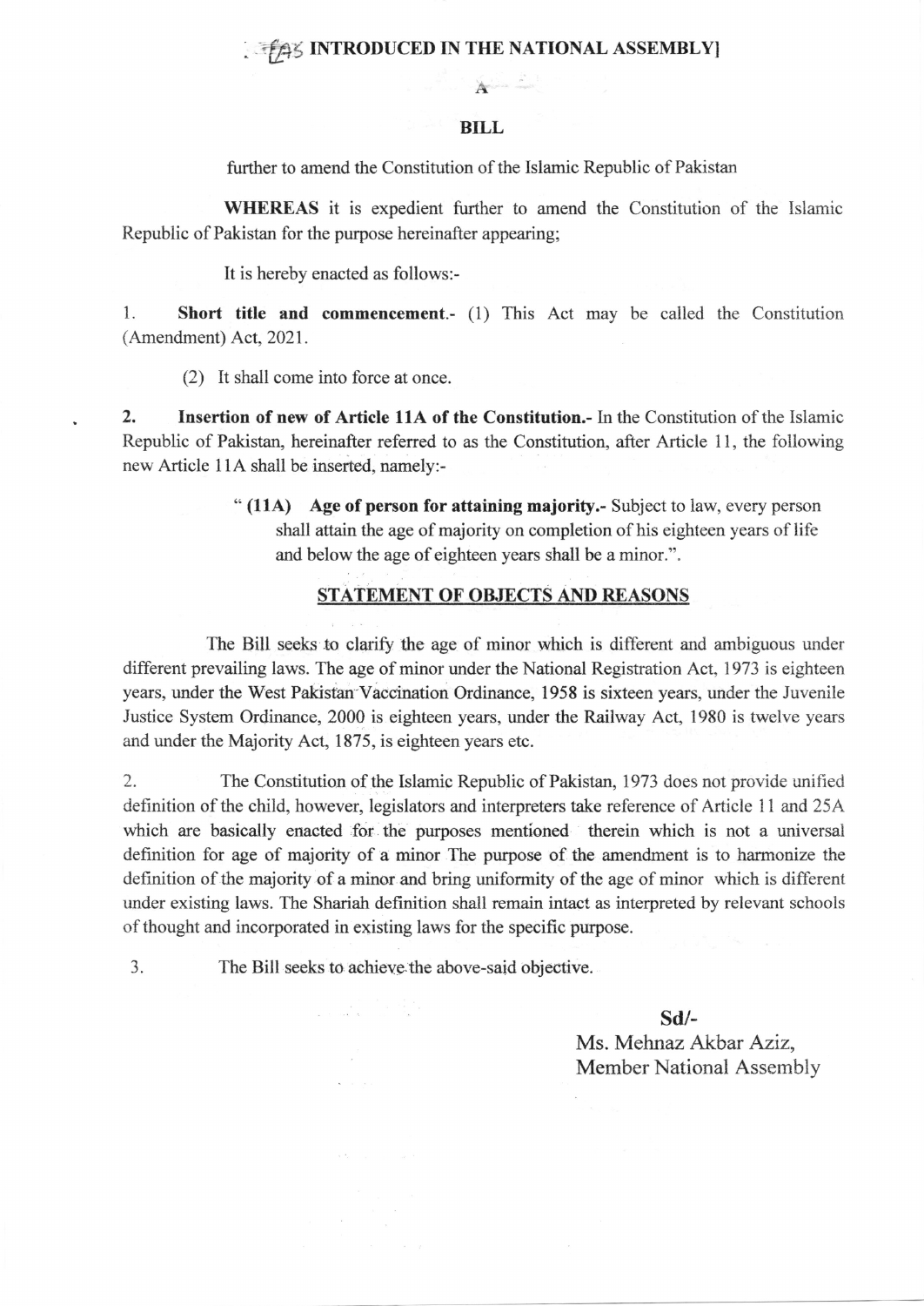[AS INTRODUCED IN THE NATIONAL ASSEMBLY]

A

**BILL**

further to amend the Constitution of the Islamic Republic of Pakistan

**WHEREAS** it is expedient further to amend the Constitution of the Islamic Republic of Pakistan for the purpose hereinafter appearing;

It is hereby enacted as follows:-

1. **Short title and commencement.**- (1) This Act may be called the Constitution (Amendment) Act, 2021.

(2) It shall come into force at once.

2. **Insertion of new of Article 11A of the Constitution.**- In the Constitution of the Islamic Republic of Pakistan, hereinafter referred to as the Constitution, after Article 11, the following new Article 11A shall be inserted, namely:-

> " **(11A) Age of person for attaining majority.**- Subject to law, every person shall attain the age of majority on completion of his eighteen years of life and below the age of eighteen years shall be a minor.".

## STATEMENT OF OBJECTS AND REASONS

The Bill seeks to clarify the age of minor which is different and ambiguous under different prevailing laws. The age of minor under the National Registration Act, 1973 is eighteen years, under the West Pakistan Vaccination Ordinance, 1958 is sixteen years, under the Juvenile Justice System Ordinance, 2000 is eighteen years, under the Railway Act, 1980 is twelve years and under the Majority Act, 1875, is eighteen years etc.

2. The Constitution of the Islamic Republic of Pakistan, 1973 does not provide unified definition of the child, however, legislators and interpreters take reference of Article 11 and 25A which are basically enacted for the purposes mentioned therein which is not a universal definition for age of majority of a minor The purpose of the amendment is to harmonize the definition of the majority of a minor and bring uniformity of the age of minor which is different under existing laws. The Shariah definition shall remain intact as interpreted by relevant schools of thought and incorporated in existing laws for the specific purpose.

3. The Bill seeks to achieve the above-said objective.

**Sd/-**

Ms. Mehnaz Akbar Aziz,
Member National Assembly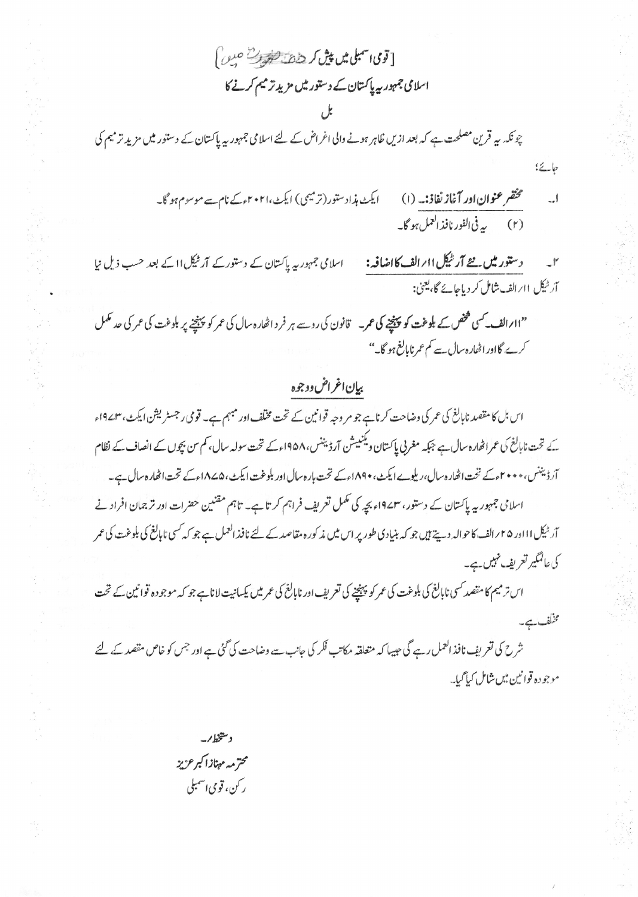[قومی اسمبلی میں پیش کردہ صورت میں]

## اسلامی جمہوریہ پاکستان کے دستور میں مزید ترمیم کرنے کا

## بل

چونکہ یہ قرین مصلحت ہے کہ بعد ازیں ظاہر ہونے والی اغراض کے لئے اسلامی جمہوریہ پاکستان کے دستور میں مزید ترمیم کی جائے؛

۱۔ **مختصر عنوان اور آغاز نفاذ:۔** (۱) ایکٹ ہذا دستور (ترمیمی) ایکٹ، ۲۰۲۱ء کے نام سے موسوم ہوگا۔

(۲) یہ فی الفور نافذ العمل ہوگا۔

۲۔ **دستور میں نئے آرٹیکل ۱۱/الف کا اضافہ:** اسلامی جمہوریہ پاکستان کے دستور کے آرٹیکل ۱۱ کے بعد حسب ذیل نیا آرٹیکل ۱۱/الف شامل کر دیا جائے گا، یعنی:

"۱۱/الف۔ **کسی شخص کے بلوغت کو پہنچنے کی عمر۔** قانون کی رو سے ہر فرد اٹھارہ سال کی عمر کو پہنچنے پر بلوغت کی عمر کی حد مکمل کرے گا اور اٹھارہ سال سے کم عمر نابالغ ہوگا۔"

## بیان اغراض و وجوہ

اس بل کا مقصد نابالغ کی عمر کی وضاحت کرنا ہے جو مروجہ قوانین کے تحت مختلف اور مبہم ہے۔ قومی رجسٹریشن ایکٹ، ۱۹۷۳ء کے تحت نابالغ کی عمر اٹھارہ سال ہے جبکہ مغربی پاکستان ویکسینیشن آرڈیننس، ۱۹۵۸ء کے تحت سولہ سال، کم سن بچوں کے انصاف کے نظام آرڈیننس، ۲۰۰۰ء کے تحت اٹھارہ سال، ریلوے ایکٹ، ۱۸۹۰ء کے تحت بارہ سال اور بلوغت ایکٹ، ۱۸۷۵ء کے تحت اٹھارہ سال ہے۔

اسلامی جمہوریہ پاکستان کے دستور، ۱۹۷۳ء بچہ کی مکمل تعریف فراہم کرتا ہے۔ تاہم مقننین حضرات اور ترجمان افراد نے آرٹیکل ۱۱ اور ۲۵/الف کا حوالہ دیتے ہیں جو کہ بنیادی طور پر اس میں مذکورہ مقاصد کے لئے نافذ العمل ہے جو کہ کسی نابالغ کی بلوغت کی عمر کی عالمگیر تعریف نہیں ہے۔

اس ترمیم کا مقصد کسی نابالغ کی بلوغت کی عمر کو پہنچنے کی تعریف اور نابالغ کی عمر میں یکسانیت لانا ہے جو کہ موجودہ قوانین کے تحت مختلف ہے۔

شرح کی تعریف نافذ العمل رہے گی جیسا کہ متعلقہ مکاتب فکر کی جانب سے وضاحت کی گئی ہے اور جس کو خاص مقصد کے لئے موجودہ قوانین میں شامل کیا گیا۔

دستخط/۔

محترمہ مہناز اکبر عزیز

رکن، قومی اسمبلی